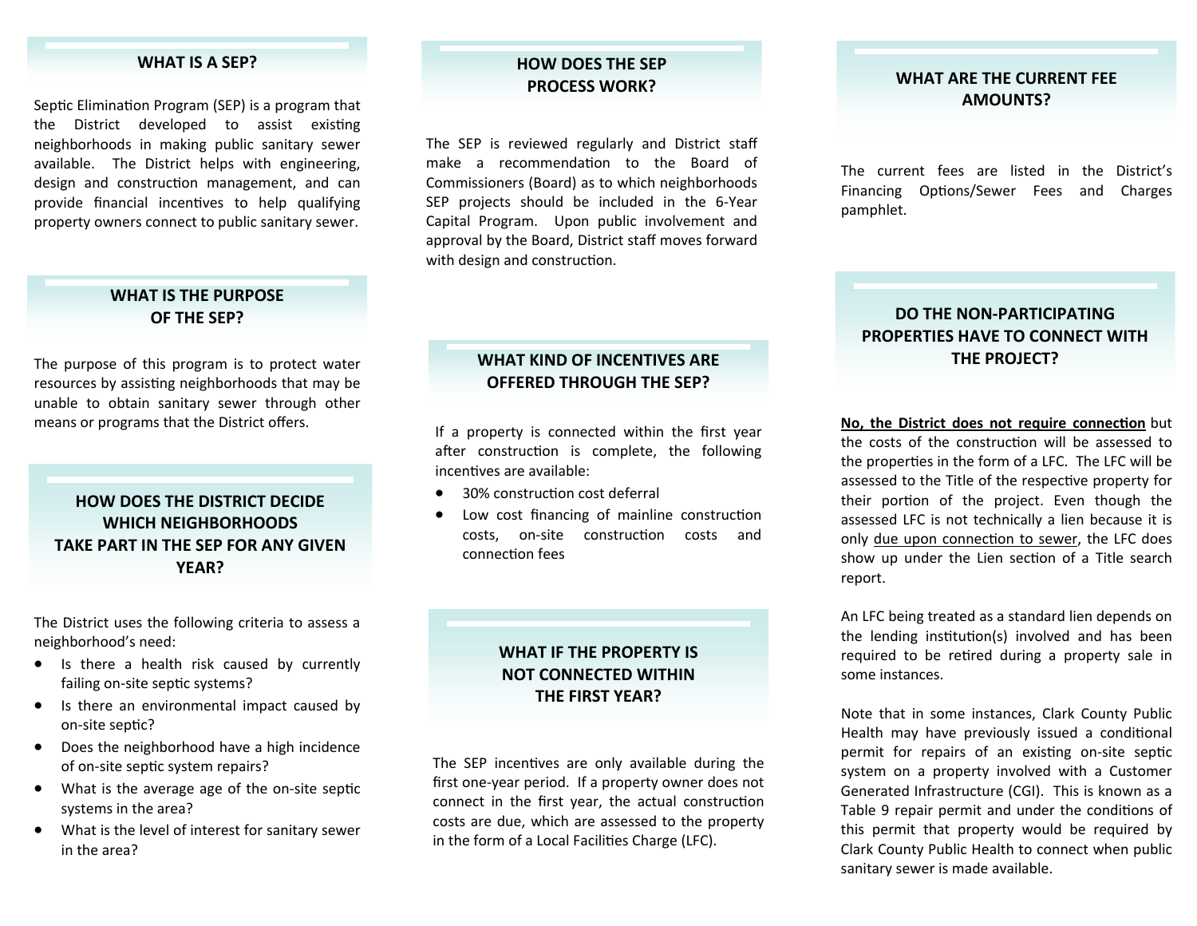## WHAT IS A SEP?

Septic Elimination Program (SEP) is a program that the District developed to assist existing neighborhoods in making public sanitary sewer available. The District helps with engineering, design and construction management, and can provide financial incentives to help qualifying property owners connect to public sanitary sewer.

## WHAT IS THE PURPOSE OF THE SEP?

The purpose of this program is to protect water resources by assisting neighborhoods that may be unable to obtain sanitary sewer through other means or programs that the District offers.

## HOW DOES THE DISTRICT DECIDE WHICH NEIGHBORHOODS TAKE PART IN THE SEP FOR ANY GIVEN YEAR?

The District uses the following criteria to assess a neighborhood's need:

- Is there a health risk caused by currently failing on-site septic systems?
- Is there an environmental impact caused by on-site septic?
- Does the neighborhood have a high incidence of on-site septic system repairs?
- What is the average age of the on-site septic systems in the area?
- What is the level of interest for sanitary sewer in the area?

## HOW DOES THE SEP PROCESS WORK?

The SEP is reviewed regularly and District staff make a recommendation to the Board of Commissioners (Board) as to which neighborhoods SEP projects should be included in the 6-Year Capital Program. Upon public involvement and approval by the Board, District staff moves forward with design and construction.

## WHAT KIND OF INCENTIVES ARE OFFERED THROUGH THE SEP?

If a property is connected within the first year after construction is complete, the following incentives are available:

- 30% construction cost deferral
- Low cost financing of mainline construction costs, on-site construction costs and connection fees

## WHAT IF THE PROPERTY IS NOT CONNECTED WITHIN THE FIRST YEAR?

The SEP incentives are only available during the first one-year period. If a property owner does not connect in the first year, the actual construction costs are due, which are assessed to the property in the form of a Local Facilities Charge (LFC).

## WHAT ARE THE CURRENT FEE AMOUNTS?

The current fees are listed in the District's Financing Options/Sewer Fees and Charges pamphlet.

## DO THE NON-PARTICIPATING PROPERTIES HAVE TO CONNECT WITH THE PROJECT?

**No, the District does not require connection** but the costs of the construction will be assessed to the properties in the form of a LFC. The LFC will be assessed to the Title of the respective property for their portion of the project. Even though the assessed LFC is not technically a lien because it is only due upon connection to sewer, the LFC does show up under the Lien section of a Title search report.

An LFC being treated as a standard lien depends on the lending institution(s) involved and has been required to be retired during a property sale in some instances.

Note that in some instances, Clark County Public Health may have previously issued a conditional permit for repairs of an existing on-site septic system on a property involved with a Customer Generated Infrastructure (CGI). This is known as a Table 9 repair permit and under the conditions of this permit that property would be required by Clark County Public Health to connect when public sanitary sewer is made available.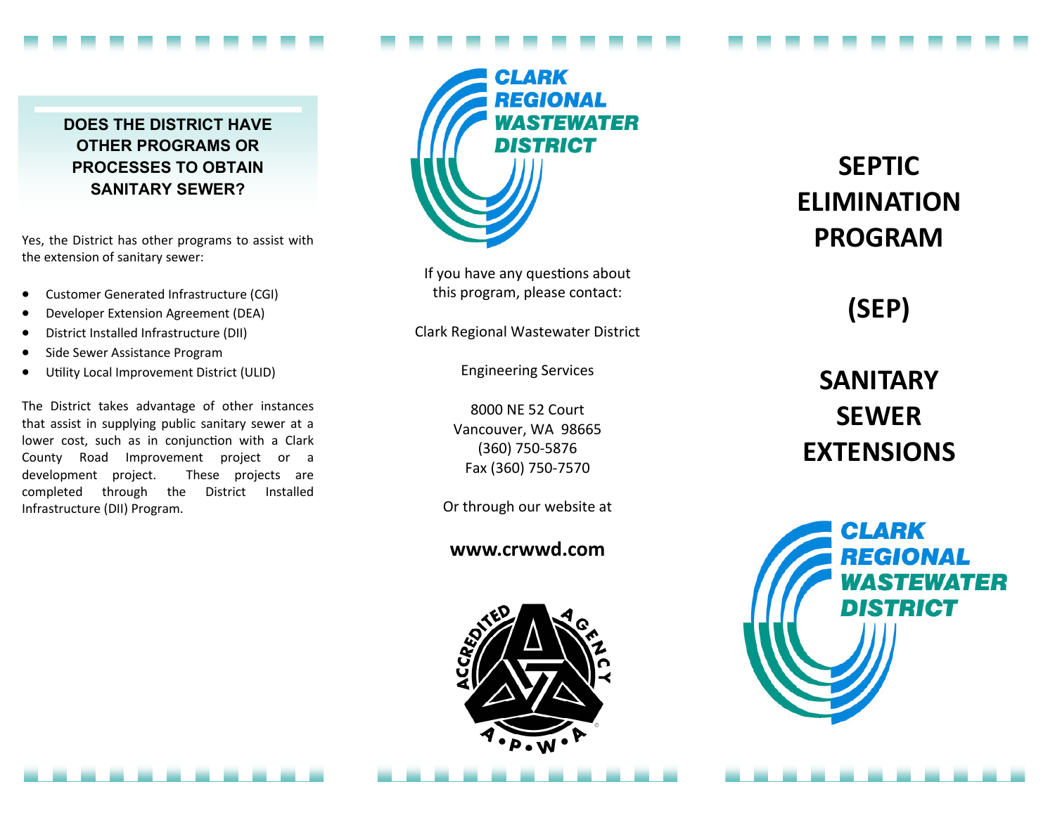## DOES THE DISTRICT HAVE OTHER PROGRAMS OR PROCESSES TO OBTAIN SANITARY SEWER?

Yes, the District has other programs to assist with the extension of sanitary sewer:

- Customer Generated Infrastructure (CGI)
- Developer Extension Agreement (DEA)
- District Installed Infrastructure (DII)
- Side Sewer Assistance Program
- Utility Local Improvement District (ULID)

The District takes advantage of other instances that assist in supplying public sanitary sewer at a lower cost, such as in conjunction with a Clark County Road Improvement project or a development project. These projects are completed through the District Installed Infrastructure (DII) Program.

CLARK REGIONAL WASTEWATER DISTRICT

If you have any questions about this program, please contact:

Clark Regional Wastewater District

Engineering Services

8000 NE 52 Court
Vancouver, WA 98665
(360) 750-5876
Fax (360) 750-7570

Or through our website at

**www.crwwd.com**

ACCREDITED AGENCY A•P•W•A

# SEPTIC ELIMINATION PROGRAM

# (SEP)

# SANITARY SEWER EXTENSIONS

CLARK REGIONAL WASTEWATER DISTRICT